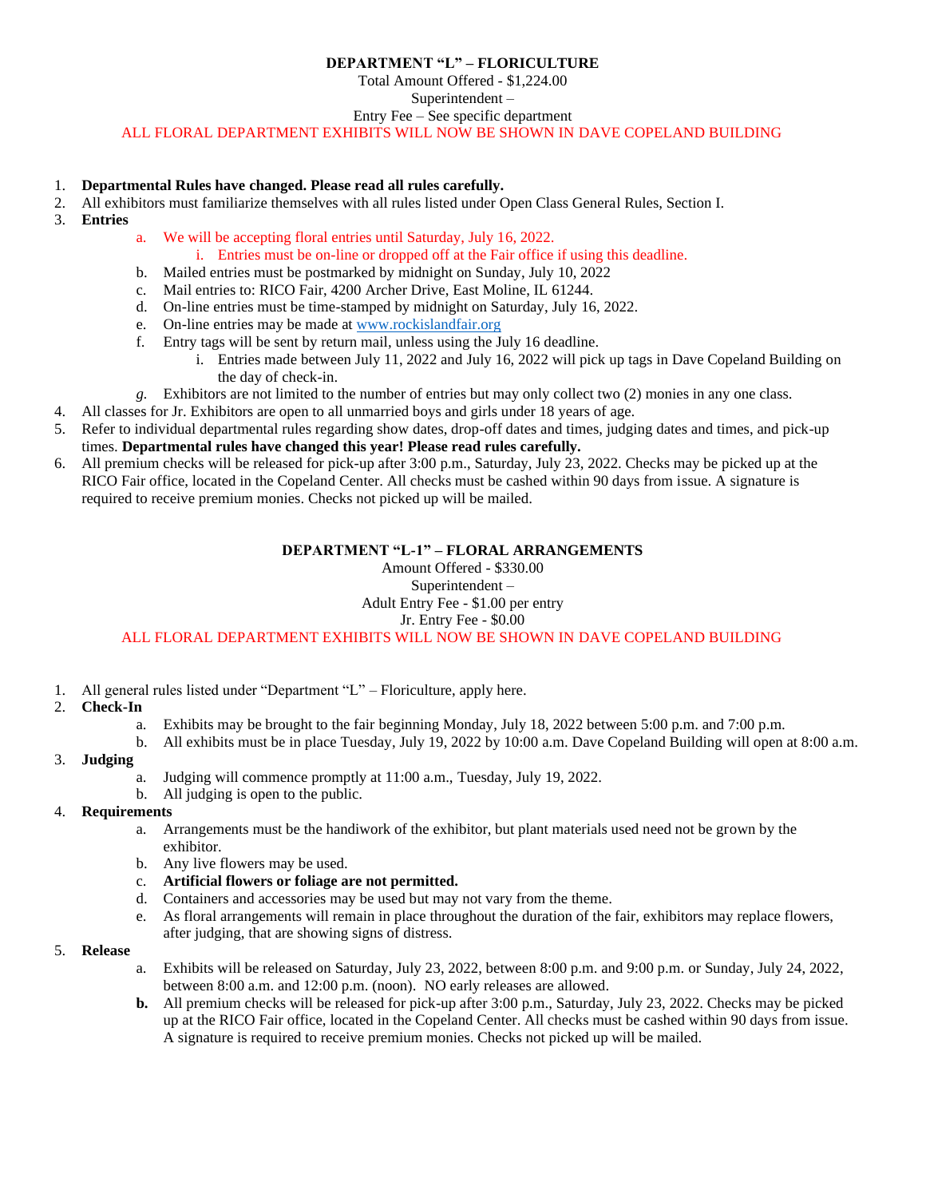# DEPARTMENT "L" – FLORICULTURE

Total Amount Offered - $1,224.00

Superintendent –

Entry Fee – See specific department

ALL FLORAL DEPARTMENT EXHIBITS WILL NOW BE SHOWN IN DAVE COPELAND BUILDING

1. **Departmental Rules have changed. Please read all rules carefully.**
2. All exhibitors must familiarize themselves with all rules listed under Open Class General Rules, Section I.
3. **Entries**
   a. We will be accepting floral entries until Saturday, July 16, 2022.
      i. Entries must be on-line or dropped off at the Fair office if using this deadline.
   b. Mailed entries must be postmarked by midnight on Sunday, July 10, 2022
   c. Mail entries to: RICO Fair, 4200 Archer Drive, East Moline, IL 61244.
   d. On-line entries must be time-stamped by midnight on Saturday, July 16, 2022.
   e. On-line entries may be made at www.rockislandfair.org
   f. Entry tags will be sent by return mail, unless using the July 16 deadline.
      i. Entries made between July 11, 2022 and July 16, 2022 will pick up tags in Dave Copeland Building on the day of check-in.
   g. Exhibitors are not limited to the number of entries but may only collect two (2) monies in any one class.
4. All classes for Jr. Exhibitors are open to all unmarried boys and girls under 18 years of age.
5. Refer to individual departmental rules regarding show dates, drop-off dates and times, judging dates and times, and pick-up times. **Departmental rules have changed this year! Please read rules carefully.**
6. All premium checks will be released for pick-up after 3:00 p.m., Saturday, July 23, 2022. Checks may be picked up at the RICO Fair office, located in the Copeland Center. All checks must be cashed within 90 days from issue. A signature is required to receive premium monies. Checks not picked up will be mailed.

## DEPARTMENT "L-1" – FLORAL ARRANGEMENTS

Amount Offered - $330.00

Superintendent –

Adult Entry Fee - $1.00 per entry

Jr. Entry Fee - $0.00

ALL FLORAL DEPARTMENT EXHIBITS WILL NOW BE SHOWN IN DAVE COPELAND BUILDING

1. All general rules listed under "Department "L" – Floriculture, apply here.
2. **Check-In**
   a. Exhibits may be brought to the fair beginning Monday, July 18, 2022 between 5:00 p.m. and 7:00 p.m.
   b. All exhibits must be in place Tuesday, July 19, 2022 by 10:00 a.m. Dave Copeland Building will open at 8:00 a.m.
3. **Judging**
   a. Judging will commence promptly at 11:00 a.m., Tuesday, July 19, 2022.
   b. All judging is open to the public.
4. **Requirements**
   a. Arrangements must be the handiwork of the exhibitor, but plant materials used need not be grown by the exhibitor.
   b. Any live flowers may be used.
   c. **Artificial flowers or foliage are not permitted.**
   d. Containers and accessories may be used but may not vary from the theme.
   e. As floral arrangements will remain in place throughout the duration of the fair, exhibitors may replace flowers, after judging, that are showing signs of distress.
5. **Release**
   a. Exhibits will be released on Saturday, July 23, 2022, between 8:00 p.m. and 9:00 p.m. or Sunday, July 24, 2022, between 8:00 a.m. and 12:00 p.m. (noon). NO early releases are allowed.
   **b.** All premium checks will be released for pick-up after 3:00 p.m., Saturday, July 23, 2022. Checks may be picked up at the RICO Fair office, located in the Copeland Center. All checks must be cashed within 90 days from issue. A signature is required to receive premium monies. Checks not picked up will be mailed.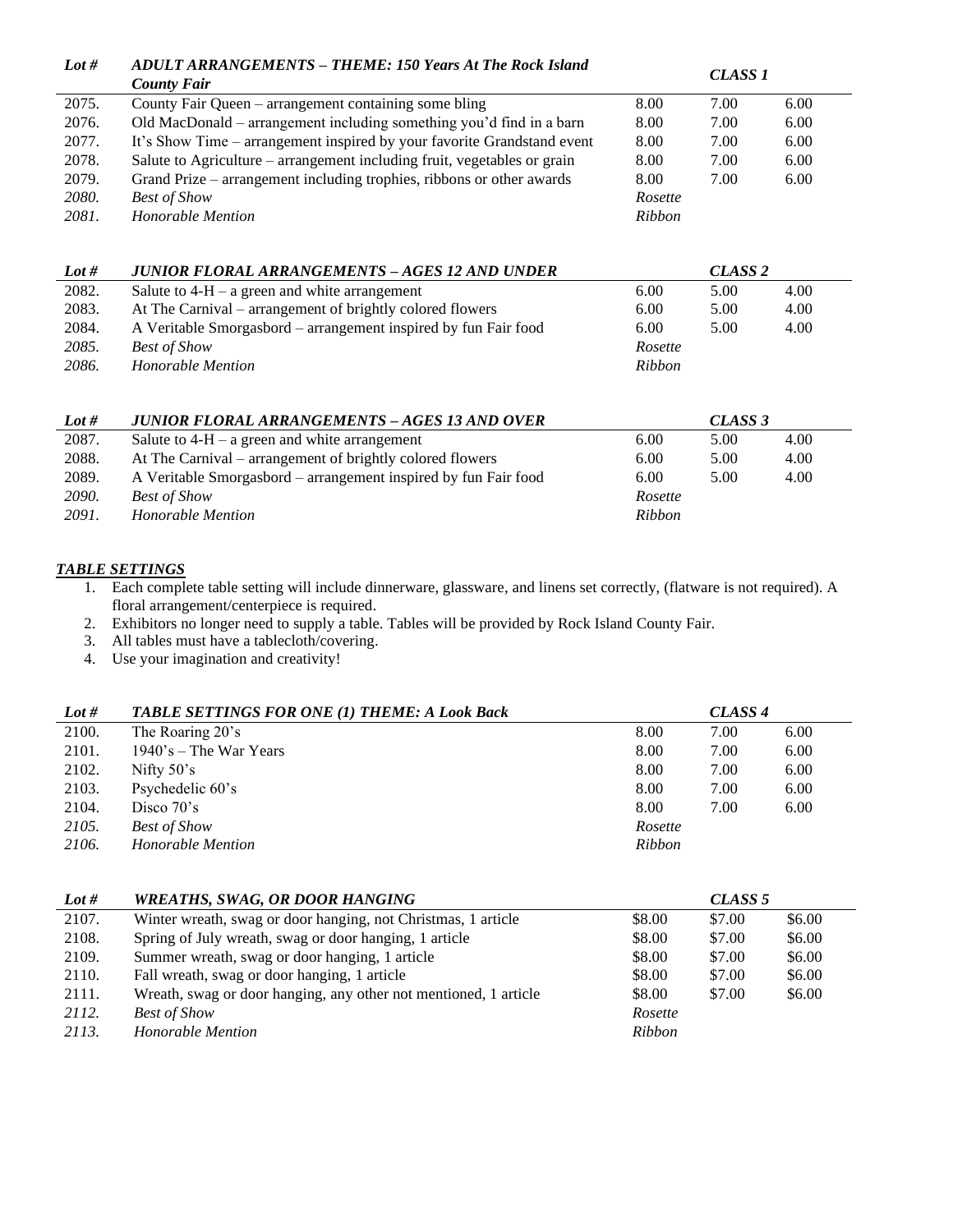| *Lot #* | ***ADULT ARRANGEMENTS – THEME: 150 Years At The Rock Island County Fair*** | | ***CLASS 1*** | |
|---|---|---|---|---|
| 2075. | County Fair Queen – arrangement containing some bling | 8.00 | 7.00 | 6.00 |
| 2076. | Old MacDonald – arrangement including something you'd find in a barn | 8.00 | 7.00 | 6.00 |
| 2077. | It's Show Time – arrangement inspired by your favorite Grandstand event | 8.00 | 7.00 | 6.00 |
| 2078. | Salute to Agriculture – arrangement including fruit, vegetables or grain | 8.00 | 7.00 | 6.00 |
| 2079. | Grand Prize – arrangement including trophies, ribbons or other awards | 8.00 | 7.00 | 6.00 |
| *2080.* | *Best of Show* | *Rosette* | | |
| *2081.* | *Honorable Mention* | *Ribbon* | | |

| *Lot #* | ***JUNIOR FLORAL ARRANGEMENTS – AGES 12 AND UNDER*** | | ***CLASS 2*** | |
|---|---|---|---|---|
| 2082. | Salute to 4-H – a green and white arrangement | 6.00 | 5.00 | 4.00 |
| 2083. | At The Carnival – arrangement of brightly colored flowers | 6.00 | 5.00 | 4.00 |
| 2084. | A Veritable Smorgasbord – arrangement inspired by fun Fair food | 6.00 | 5.00 | 4.00 |
| *2085.* | *Best of Show* | *Rosette* | | |
| *2086.* | *Honorable Mention* | *Ribbon* | | |

| *Lot #* | ***JUNIOR FLORAL ARRANGEMENTS – AGES 13 AND OVER*** | | ***CLASS 3*** | |
|---|---|---|---|---|
| 2087. | Salute to 4-H – a green and white arrangement | 6.00 | 5.00 | 4.00 |
| 2088. | At The Carnival – arrangement of brightly colored flowers | 6.00 | 5.00 | 4.00 |
| 2089. | A Veritable Smorgasbord – arrangement inspired by fun Fair food | 6.00 | 5.00 | 4.00 |
| *2090.* | *Best of Show* | *Rosette* | | |
| *2091.* | *Honorable Mention* | *Ribbon* | | |

***TABLE SETTINGS***

1. Each complete table setting will include dinnerware, glassware, and linens set correctly, (flatware is not required). A floral arrangement/centerpiece is required.
2. Exhibitors no longer need to supply a table. Tables will be provided by Rock Island County Fair.
3. All tables must have a tablecloth/covering.
4. Use your imagination and creativity!

| *Lot #* | ***TABLE SETTINGS FOR ONE (1) THEME: A Look Back*** | | ***CLASS 4*** | |
|---|---|---|---|---|
| 2100. | The Roaring 20's | 8.00 | 7.00 | 6.00 |
| 2101. | 1940's – The War Years | 8.00 | 7.00 | 6.00 |
| 2102. | Nifty 50's | 8.00 | 7.00 | 6.00 |
| 2103. | Psychedelic 60's | 8.00 | 7.00 | 6.00 |
| 2104. | Disco 70's | 8.00 | 7.00 | 6.00 |
| *2105.* | *Best of Show* | *Rosette* | | |
| *2106.* | *Honorable Mention* | *Ribbon* | | |

| *Lot #* | ***WREATHS, SWAG, OR DOOR HANGING*** | | ***CLASS 5*** | |
|---|---|---|---|---|
| 2107. | Winter wreath, swag or door hanging, not Christmas, 1 article | $8.00 | $7.00 | $6.00 |
| 2108. | Spring of July wreath, swag or door hanging, 1 article | $8.00 | $7.00 | $6.00 |
| 2109. | Summer wreath, swag or door hanging, 1 article | $8.00 | $7.00 | $6.00 |
| 2110. | Fall wreath, swag or door hanging, 1 article | $8.00 | $7.00 | $6.00 |
| 2111. | Wreath, swag or door hanging, any other not mentioned, 1 article | $8.00 | $7.00 | $6.00 |
| *2112.* | *Best of Show* | *Rosette* | | |
| *2113.* | *Honorable Mention* | *Ribbon* | | |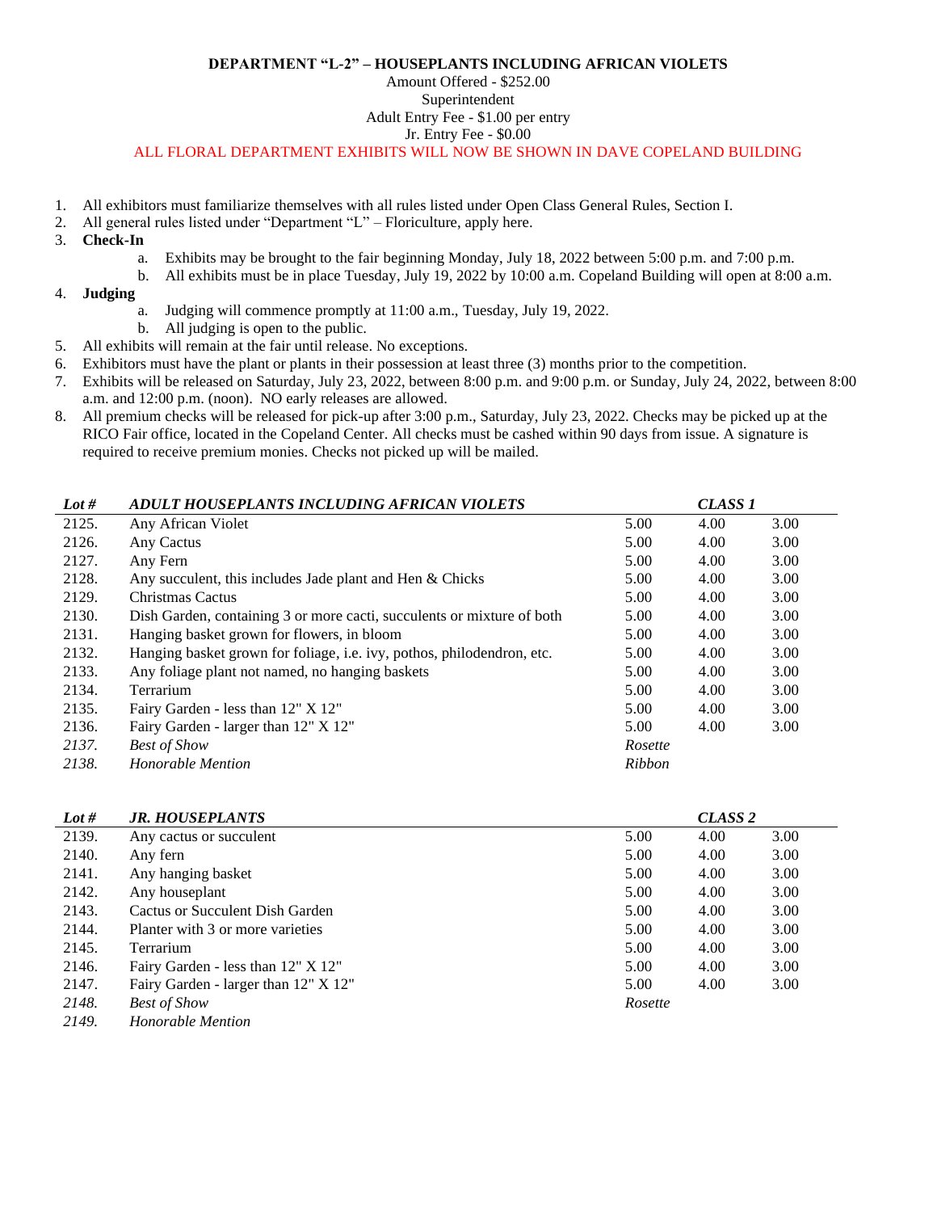## DEPARTMENT "L-2" – HOUSEPLANTS INCLUDING AFRICAN VIOLETS

Amount Offered - $252.00
Superintendent
Adult Entry Fee - $1.00 per entry
Jr. Entry Fee - $0.00
ALL FLORAL DEPARTMENT EXHIBITS WILL NOW BE SHOWN IN DAVE COPELAND BUILDING

1. All exhibitors must familiarize themselves with all rules listed under Open Class General Rules, Section I.
2. All general rules listed under "Department "L" – Floriculture, apply here.
3. **Check-In**
    a. Exhibits may be brought to the fair beginning Monday, July 18, 2022 between 5:00 p.m. and 7:00 p.m.
    b. All exhibits must be in place Tuesday, July 19, 2022 by 10:00 a.m. Copeland Building will open at 8:00 a.m.
4. **Judging**
    a. Judging will commence promptly at 11:00 a.m., Tuesday, July 19, 2022.
    b. All judging is open to the public.
5. All exhibits will remain at the fair until release. No exceptions.
6. Exhibitors must have the plant or plants in their possession at least three (3) months prior to the competition.
7. Exhibits will be released on Saturday, July 23, 2022, between 8:00 p.m. and 9:00 p.m. or Sunday, July 24, 2022, between 8:00 a.m. and 12:00 p.m. (noon). NO early releases are allowed.
8. All premium checks will be released for pick-up after 3:00 p.m., Saturday, July 23, 2022. Checks may be picked up at the RICO Fair office, located in the Copeland Center. All checks must be cashed within 90 days from issue. A signature is required to receive premium monies. Checks not picked up will be mailed.

| *Lot #* | *ADULT HOUSEPLANTS INCLUDING AFRICAN VIOLETS* | | *CLASS 1* | |
|---|---|---|---|---|
| 2125. | Any African Violet | 5.00 | 4.00 | 3.00 |
| 2126. | Any Cactus | 5.00 | 4.00 | 3.00 |
| 2127. | Any Fern | 5.00 | 4.00 | 3.00 |
| 2128. | Any succulent, this includes Jade plant and Hen & Chicks | 5.00 | 4.00 | 3.00 |
| 2129. | Christmas Cactus | 5.00 | 4.00 | 3.00 |
| 2130. | Dish Garden, containing 3 or more cacti, succulents or mixture of both | 5.00 | 4.00 | 3.00 |
| 2131. | Hanging basket grown for flowers, in bloom | 5.00 | 4.00 | 3.00 |
| 2132. | Hanging basket grown for foliage, i.e. ivy, pothos, philodendron, etc. | 5.00 | 4.00 | 3.00 |
| 2133. | Any foliage plant not named, no hanging baskets | 5.00 | 4.00 | 3.00 |
| 2134. | Terrarium | 5.00 | 4.00 | 3.00 |
| 2135. | Fairy Garden - less than 12" X 12" | 5.00 | 4.00 | 3.00 |
| 2136. | Fairy Garden - larger than 12" X 12" | 5.00 | 4.00 | 3.00 |
| *2137.* | *Best of Show* | *Rosette* | | |
| *2138.* | *Honorable Mention* | *Ribbon* | | |

| *Lot #* | *JR. HOUSEPLANTS* | | *CLASS 2* | |
|---|---|---|---|---|
| 2139. | Any cactus or succulent | 5.00 | 4.00 | 3.00 |
| 2140. | Any fern | 5.00 | 4.00 | 3.00 |
| 2141. | Any hanging basket | 5.00 | 4.00 | 3.00 |
| 2142. | Any houseplant | 5.00 | 4.00 | 3.00 |
| 2143. | Cactus or Succulent Dish Garden | 5.00 | 4.00 | 3.00 |
| 2144. | Planter with 3 or more varieties | 5.00 | 4.00 | 3.00 |
| 2145. | Terrarium | 5.00 | 4.00 | 3.00 |
| 2146. | Fairy Garden - less than 12" X 12" | 5.00 | 4.00 | 3.00 |
| 2147. | Fairy Garden - larger than 12" X 12" | 5.00 | 4.00 | 3.00 |
| *2148.* | *Best of Show* | *Rosette* | | |
| *2149.* | *Honorable Mention* | | | |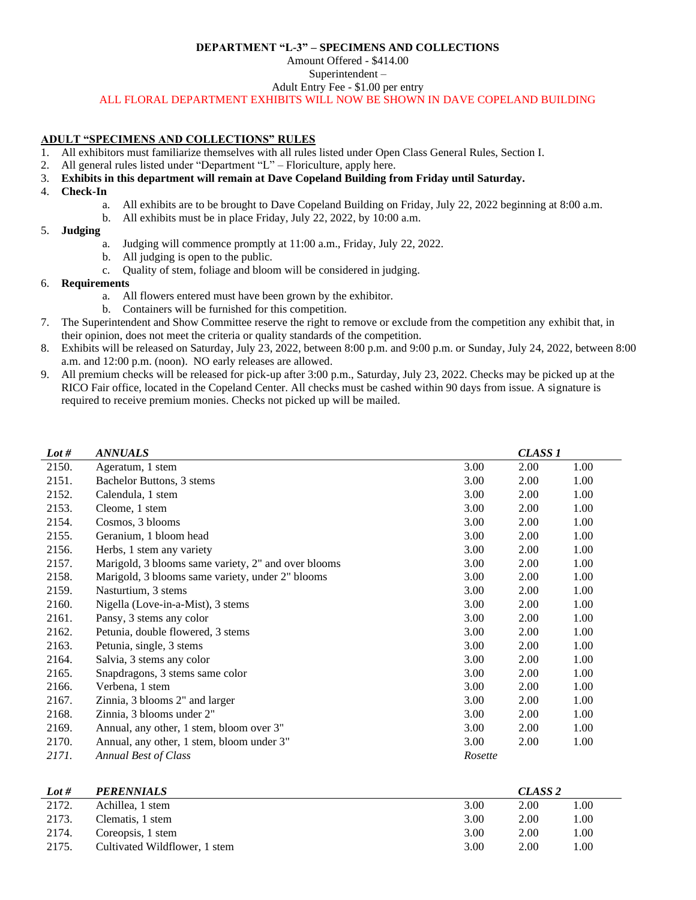**DEPARTMENT "L-3" – SPECIMENS AND COLLECTIONS**

Amount Offered - $414.00

Superintendent –

Adult Entry Fee - $1.00 per entry

ALL FLORAL DEPARTMENT EXHIBITS WILL NOW BE SHOWN IN DAVE COPELAND BUILDING

## ADULT "SPECIMENS AND COLLECTIONS" RULES

1. All exhibitors must familiarize themselves with all rules listed under Open Class General Rules, Section I.
2. All general rules listed under "Department "L" – Floriculture, apply here.
3. **Exhibits in this department will remain at Dave Copeland Building from Friday until Saturday.**
4. **Check-In**
   a. All exhibits are to be brought to Dave Copeland Building on Friday, July 22, 2022 beginning at 8:00 a.m.
   b. All exhibits must be in place Friday, July 22, 2022, by 10:00 a.m.
5. **Judging**
   a. Judging will commence promptly at 11:00 a.m., Friday, July 22, 2022.
   b. All judging is open to the public.
   c. Quality of stem, foliage and bloom will be considered in judging.
6. **Requirements**
   a. All flowers entered must have been grown by the exhibitor.
   b. Containers will be furnished for this competition.
7. The Superintendent and Show Committee reserve the right to remove or exclude from the competition any exhibit that, in their opinion, does not meet the criteria or quality standards of the competition.
8. Exhibits will be released on Saturday, July 23, 2022, between 8:00 p.m. and 9:00 p.m. or Sunday, July 24, 2022, between 8:00 a.m. and 12:00 p.m. (noon). NO early releases are allowed.
9. All premium checks will be released for pick-up after 3:00 p.m., Saturday, July 23, 2022. Checks may be picked up at the RICO Fair office, located in the Copeland Center. All checks must be cashed within 90 days from issue. A signature is required to receive premium monies. Checks not picked up will be mailed.

| *Lot #* | *ANNUALS* | | *CLASS 1* | |
|---|---|---|---|---|
| 2150. | Ageratum, 1 stem | 3.00 | 2.00 | 1.00 |
| 2151. | Bachelor Buttons, 3 stems | 3.00 | 2.00 | 1.00 |
| 2152. | Calendula, 1 stem | 3.00 | 2.00 | 1.00 |
| 2153. | Cleome, 1 stem | 3.00 | 2.00 | 1.00 |
| 2154. | Cosmos, 3 blooms | 3.00 | 2.00 | 1.00 |
| 2155. | Geranium, 1 bloom head | 3.00 | 2.00 | 1.00 |
| 2156. | Herbs, 1 stem any variety | 3.00 | 2.00 | 1.00 |
| 2157. | Marigold, 3 blooms same variety, 2" and over blooms | 3.00 | 2.00 | 1.00 |
| 2158. | Marigold, 3 blooms same variety, under 2" blooms | 3.00 | 2.00 | 1.00 |
| 2159. | Nasturtium, 3 stems | 3.00 | 2.00 | 1.00 |
| 2160. | Nigella (Love-in-a-Mist), 3 stems | 3.00 | 2.00 | 1.00 |
| 2161. | Pansy, 3 stems any color | 3.00 | 2.00 | 1.00 |
| 2162. | Petunia, double flowered, 3 stems | 3.00 | 2.00 | 1.00 |
| 2163. | Petunia, single, 3 stems | 3.00 | 2.00 | 1.00 |
| 2164. | Salvia, 3 stems any color | 3.00 | 2.00 | 1.00 |
| 2165. | Snapdragons, 3 stems same color | 3.00 | 2.00 | 1.00 |
| 2166. | Verbena, 1 stem | 3.00 | 2.00 | 1.00 |
| 2167. | Zinnia, 3 blooms 2" and larger | 3.00 | 2.00 | 1.00 |
| 2168. | Zinnia, 3 blooms under 2" | 3.00 | 2.00 | 1.00 |
| 2169. | Annual, any other, 1 stem, bloom over 3" | 3.00 | 2.00 | 1.00 |
| 2170. | Annual, any other, 1 stem, bloom under 3" | 3.00 | 2.00 | 1.00 |
| *2171.* | *Annual Best of Class* | *Rosette* | | |

| *Lot #* | *PERENNIALS* | | *CLASS 2* | |
|---|---|---|---|---|
| 2172. | Achillea, 1 stem | 3.00 | 2.00 | 1.00 |
| 2173. | Clematis, 1 stem | 3.00 | 2.00 | 1.00 |
| 2174. | Coreopsis, 1 stem | 3.00 | 2.00 | 1.00 |
| 2175. | Cultivated Wildflower, 1 stem | 3.00 | 2.00 | 1.00 |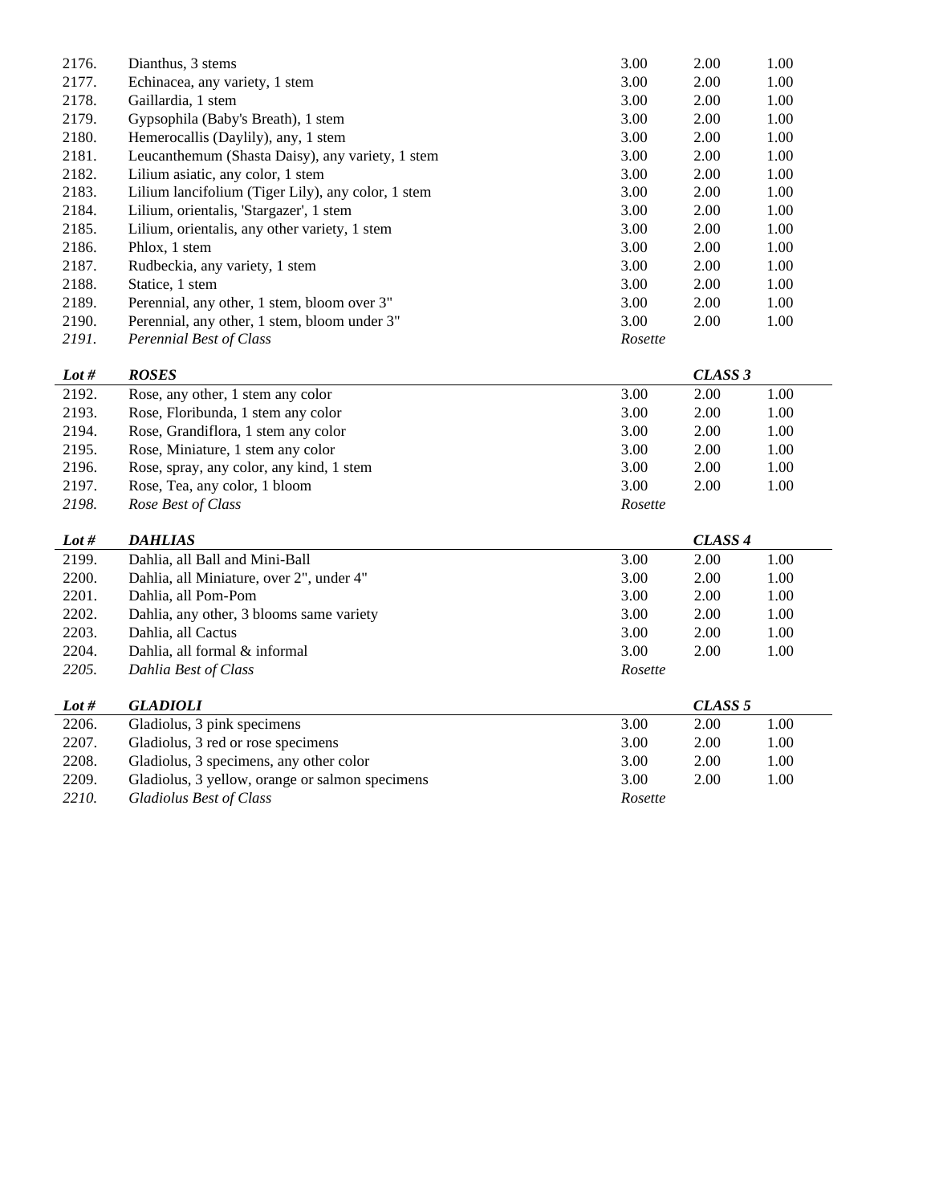| | | | | |
|---|---|---|---|---|
| 2176. | Dianthus, 3 stems | 3.00 | 2.00 | 1.00 |
| 2177. | Echinacea, any variety, 1 stem | 3.00 | 2.00 | 1.00 |
| 2178. | Gaillardia, 1 stem | 3.00 | 2.00 | 1.00 |
| 2179. | Gypsophila (Baby's Breath), 1 stem | 3.00 | 2.00 | 1.00 |
| 2180. | Hemerocallis (Daylily), any, 1 stem | 3.00 | 2.00 | 1.00 |
| 2181. | Leucanthemum (Shasta Daisy), any variety, 1 stem | 3.00 | 2.00 | 1.00 |
| 2182. | Lilium asiatic, any color, 1 stem | 3.00 | 2.00 | 1.00 |
| 2183. | Lilium lancifolium (Tiger Lily), any color, 1 stem | 3.00 | 2.00 | 1.00 |
| 2184. | Lilium, orientalis, 'Stargazer', 1 stem | 3.00 | 2.00 | 1.00 |
| 2185. | Lilium, orientalis, any other variety, 1 stem | 3.00 | 2.00 | 1.00 |
| 2186. | Phlox, 1 stem | 3.00 | 2.00 | 1.00 |
| 2187. | Rudbeckia, any variety, 1 stem | 3.00 | 2.00 | 1.00 |
| 2188. | Statice, 1 stem | 3.00 | 2.00 | 1.00 |
| 2189. | Perennial, any other, 1 stem, bloom over 3" | 3.00 | 2.00 | 1.00 |
| 2190. | Perennial, any other, 1 stem, bloom under 3" | 3.00 | 2.00 | 1.00 |
| *2191.* | *Perennial Best of Class* | *Rosette* | | |

| ***Lot #*** | ***ROSES*** | | ***CLASS 3*** | |
|---|---|---|---|---|
| 2192. | Rose, any other, 1 stem any color | 3.00 | 2.00 | 1.00 |
| 2193. | Rose, Floribunda, 1 stem any color | 3.00 | 2.00 | 1.00 |
| 2194. | Rose, Grandiflora, 1 stem any color | 3.00 | 2.00 | 1.00 |
| 2195. | Rose, Miniature, 1 stem any color | 3.00 | 2.00 | 1.00 |
| 2196. | Rose, spray, any color, any kind, 1 stem | 3.00 | 2.00 | 1.00 |
| 2197. | Rose, Tea, any color, 1 bloom | 3.00 | 2.00 | 1.00 |
| *2198.* | *Rose Best of Class* | *Rosette* | | |

| ***Lot #*** | ***DAHLIAS*** | | ***CLASS 4*** | |
|---|---|---|---|---|
| 2199. | Dahlia, all Ball and Mini-Ball | 3.00 | 2.00 | 1.00 |
| 2200. | Dahlia, all Miniature, over 2", under 4" | 3.00 | 2.00 | 1.00 |
| 2201. | Dahlia, all Pom-Pom | 3.00 | 2.00 | 1.00 |
| 2202. | Dahlia, any other, 3 blooms same variety | 3.00 | 2.00 | 1.00 |
| 2203. | Dahlia, all Cactus | 3.00 | 2.00 | 1.00 |
| 2204. | Dahlia, all formal & informal | 3.00 | 2.00 | 1.00 |
| *2205.* | *Dahlia Best of Class* | *Rosette* | | |

| ***Lot #*** | ***GLADIOLI*** | | ***CLASS 5*** | |
|---|---|---|---|---|
| 2206. | Gladiolus, 3 pink specimens | 3.00 | 2.00 | 1.00 |
| 2207. | Gladiolus, 3 red or rose specimens | 3.00 | 2.00 | 1.00 |
| 2208. | Gladiolus, 3 specimens, any other color | 3.00 | 2.00 | 1.00 |
| 2209. | Gladiolus, 3 yellow, orange or salmon specimens | 3.00 | 2.00 | 1.00 |
| *2210.* | *Gladiolus Best of Class* | *Rosette* | | |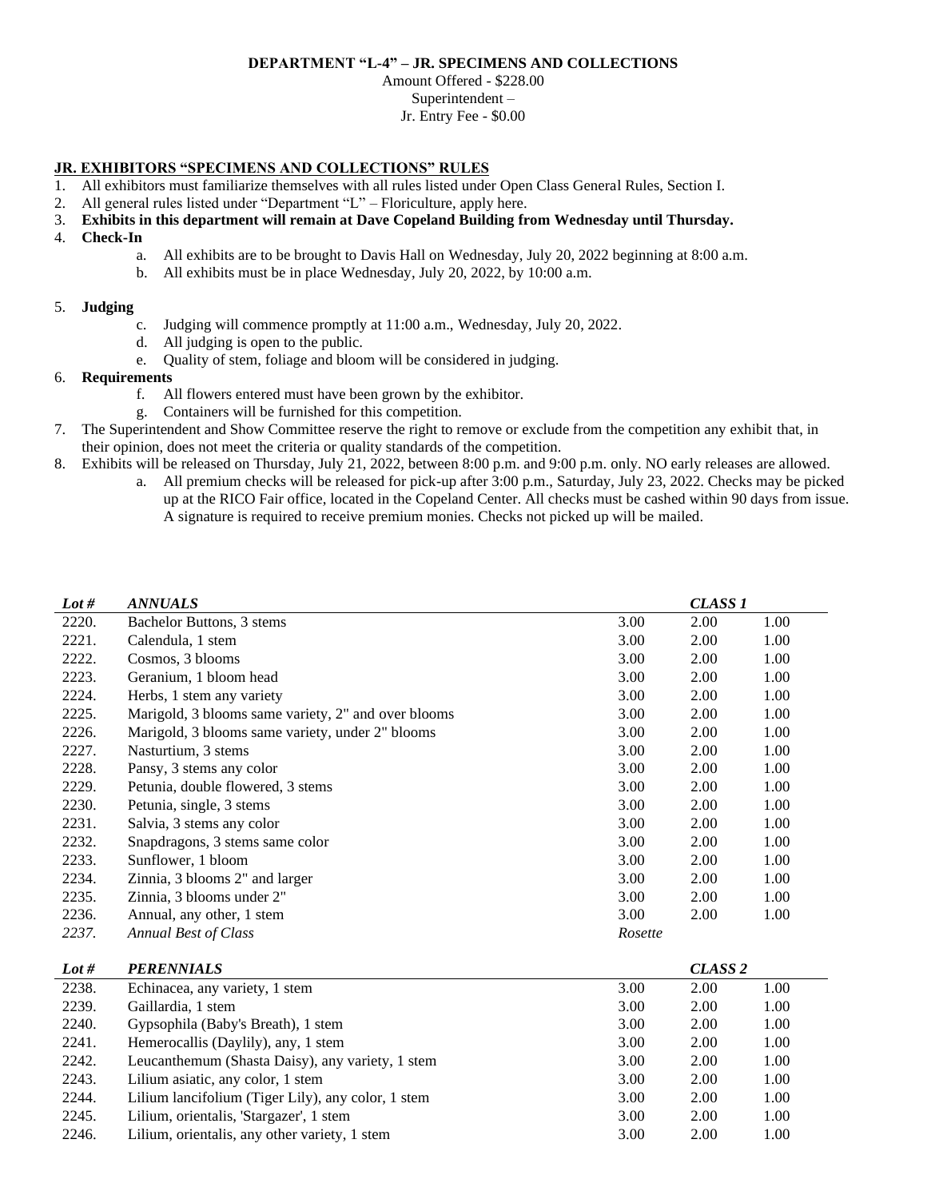**DEPARTMENT "L-4" – JR. SPECIMENS AND COLLECTIONS**

Amount Offered - $228.00
Superintendent –
Jr. Entry Fee - $0.00

## JR. EXHIBITORS "SPECIMENS AND COLLECTIONS" RULES

1. All exhibitors must familiarize themselves with all rules listed under Open Class General Rules, Section I.
2. All general rules listed under "Department "L" – Floriculture, apply here.
3. **Exhibits in this department will remain at Dave Copeland Building from Wednesday until Thursday.**
4. **Check-In**
   a. All exhibits are to be brought to Davis Hall on Wednesday, July 20, 2022 beginning at 8:00 a.m.
   b. All exhibits must be in place Wednesday, July 20, 2022, by 10:00 a.m.
5. **Judging**
   c. Judging will commence promptly at 11:00 a.m., Wednesday, July 20, 2022.
   d. All judging is open to the public.
   e. Quality of stem, foliage and bloom will be considered in judging.
6. **Requirements**
   f. All flowers entered must have been grown by the exhibitor.
   g. Containers will be furnished for this competition.
7. The Superintendent and Show Committee reserve the right to remove or exclude from the competition any exhibit that, in their opinion, does not meet the criteria or quality standards of the competition.
8. Exhibits will be released on Thursday, July 21, 2022, between 8:00 p.m. and 9:00 p.m. only. NO early releases are allowed.
   a. All premium checks will be released for pick-up after 3:00 p.m., Saturday, July 23, 2022. Checks may be picked up at the RICO Fair office, located in the Copeland Center. All checks must be cashed within 90 days from issue. A signature is required to receive premium monies. Checks not picked up will be mailed.

| *Lot #* | *ANNUALS* | | *CLASS 1* | |
|---|---|---|---|---|
| 2220. | Bachelor Buttons, 3 stems | 3.00 | 2.00 | 1.00 |
| 2221. | Calendula, 1 stem | 3.00 | 2.00 | 1.00 |
| 2222. | Cosmos, 3 blooms | 3.00 | 2.00 | 1.00 |
| 2223. | Geranium, 1 bloom head | 3.00 | 2.00 | 1.00 |
| 2224. | Herbs, 1 stem any variety | 3.00 | 2.00 | 1.00 |
| 2225. | Marigold, 3 blooms same variety, 2" and over blooms | 3.00 | 2.00 | 1.00 |
| 2226. | Marigold, 3 blooms same variety, under 2" blooms | 3.00 | 2.00 | 1.00 |
| 2227. | Nasturtium, 3 stems | 3.00 | 2.00 | 1.00 |
| 2228. | Pansy, 3 stems any color | 3.00 | 2.00 | 1.00 |
| 2229. | Petunia, double flowered, 3 stems | 3.00 | 2.00 | 1.00 |
| 2230. | Petunia, single, 3 stems | 3.00 | 2.00 | 1.00 |
| 2231. | Salvia, 3 stems any color | 3.00 | 2.00 | 1.00 |
| 2232. | Snapdragons, 3 stems same color | 3.00 | 2.00 | 1.00 |
| 2233. | Sunflower, 1 bloom | 3.00 | 2.00 | 1.00 |
| 2234. | Zinnia, 3 blooms 2" and larger | 3.00 | 2.00 | 1.00 |
| 2235. | Zinnia, 3 blooms under 2" | 3.00 | 2.00 | 1.00 |
| 2236. | Annual, any other, 1 stem | 3.00 | 2.00 | 1.00 |
| *2237.* | *Annual Best of Class* | *Rosette* | | |

| *Lot #* | *PERENNIALS* | | *CLASS 2* | |
|---|---|---|---|---|
| 2238. | Echinacea, any variety, 1 stem | 3.00 | 2.00 | 1.00 |
| 2239. | Gaillardia, 1 stem | 3.00 | 2.00 | 1.00 |
| 2240. | Gypsophila (Baby's Breath), 1 stem | 3.00 | 2.00 | 1.00 |
| 2241. | Hemerocallis (Daylily), any, 1 stem | 3.00 | 2.00 | 1.00 |
| 2242. | Leucanthemum (Shasta Daisy), any variety, 1 stem | 3.00 | 2.00 | 1.00 |
| 2243. | Lilium asiatic, any color, 1 stem | 3.00 | 2.00 | 1.00 |
| 2244. | Lilium lancifolium (Tiger Lily), any color, 1 stem | 3.00 | 2.00 | 1.00 |
| 2245. | Lilium, orientalis, 'Stargazer', 1 stem | 3.00 | 2.00 | 1.00 |
| 2246. | Lilium, orientalis, any other variety, 1 stem | 3.00 | 2.00 | 1.00 |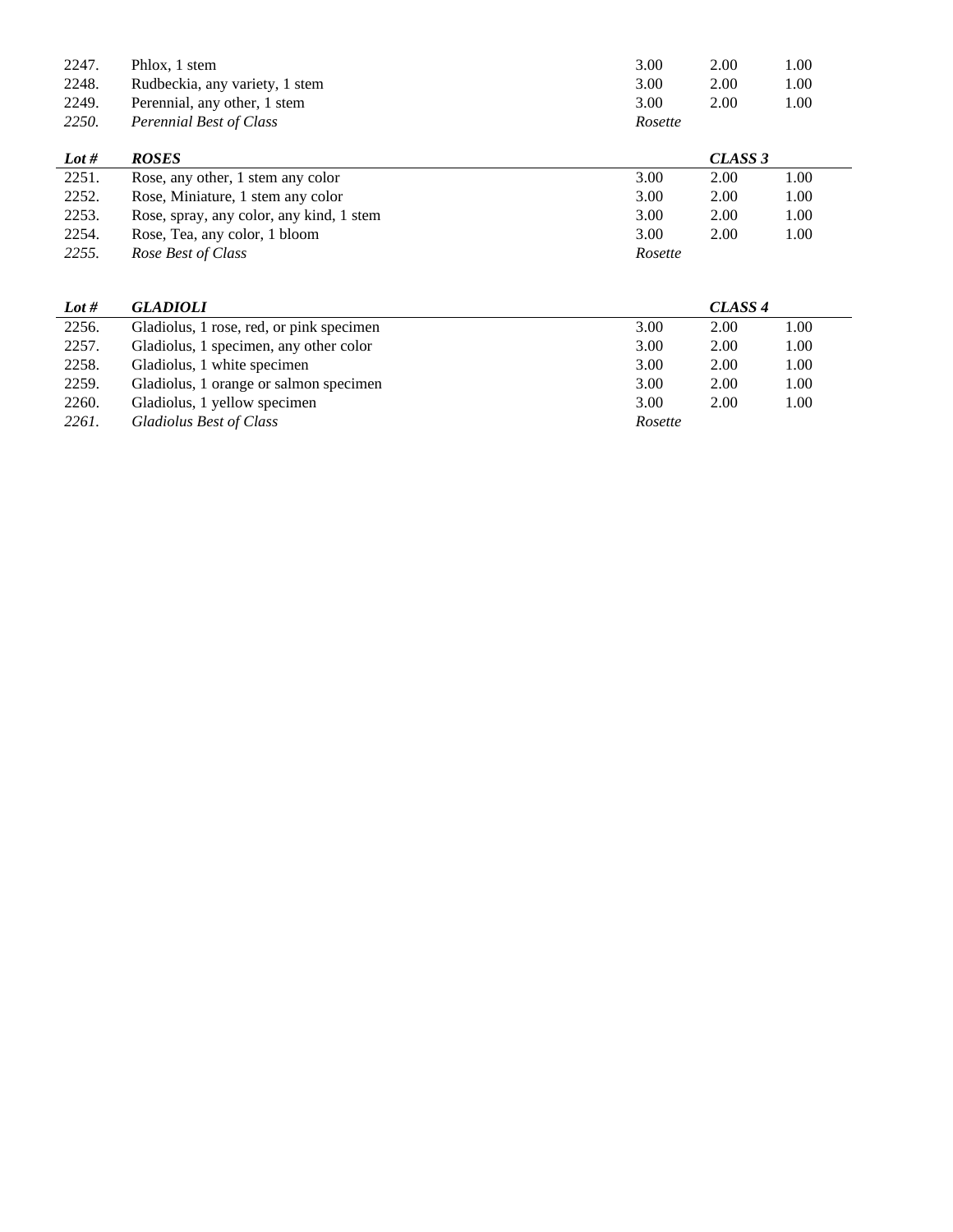| | | | | |
|---|---|---|---|---|
| 2247. | Phlox, 1 stem | 3.00 | 2.00 | 1.00 |
| 2248. | Rudbeckia, any variety, 1 stem | 3.00 | 2.00 | 1.00 |
| 2249. | Perennial, any other, 1 stem | 3.00 | 2.00 | 1.00 |
| *2250.* | *Perennial Best of Class* | *Rosette* | | |

| ***Lot #*** | ***ROSES*** | | ***CLASS 3*** | |
|---|---|---|---|---|
| 2251. | Rose, any other, 1 stem any color | 3.00 | 2.00 | 1.00 |
| 2252. | Rose, Miniature, 1 stem any color | 3.00 | 2.00 | 1.00 |
| 2253. | Rose, spray, any color, any kind, 1 stem | 3.00 | 2.00 | 1.00 |
| 2254. | Rose, Tea, any color, 1 bloom | 3.00 | 2.00 | 1.00 |
| *2255.* | *Rose Best of Class* | *Rosette* | | |

| ***Lot #*** | ***GLADIOLI*** | | ***CLASS 4*** | |
|---|---|---|---|---|
| 2256. | Gladiolus, 1 rose, red, or pink specimen | 3.00 | 2.00 | 1.00 |
| 2257. | Gladiolus, 1 specimen, any other color | 3.00 | 2.00 | 1.00 |
| 2258. | Gladiolus, 1 white specimen | 3.00 | 2.00 | 1.00 |
| 2259. | Gladiolus, 1 orange or salmon specimen | 3.00 | 2.00 | 1.00 |
| 2260. | Gladiolus, 1 yellow specimen | 3.00 | 2.00 | 1.00 |
| *2261.* | *Gladiolus Best of Class* | *Rosette* | | |